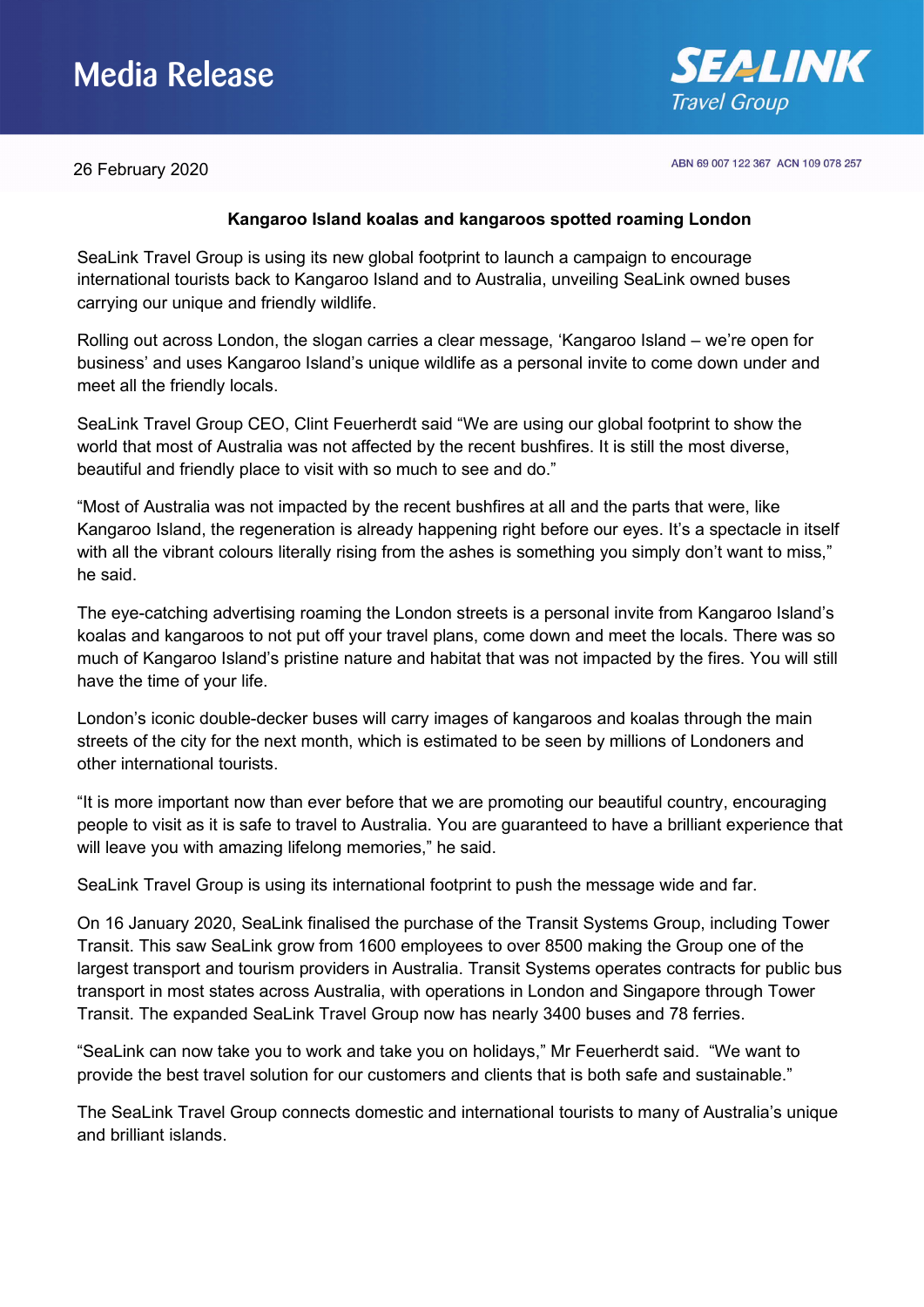# Media Release

**SEALINK** *Travel Group*

26 February 2020

ABN 69 007 122 367 ACN 109 078 257

**Kangaroo Island koalas and kangaroos spotted roaming London**

SeaLink Travel Group is using its new global footprint to launch a campaign to encourage international tourists back to Kangaroo Island and to Australia, unveiling SeaLink owned buses carrying our unique and friendly wildlife.

Rolling out across London, the slogan carries a clear message, 'Kangaroo Island – we're open for business' and uses Kangaroo Island's unique wildlife as a personal invite to come down under and meet all the friendly locals.

SeaLink Travel Group CEO, Clint Feuerherdt said "We are using our global footprint to show the world that most of Australia was not affected by the recent bushfires. It is still the most diverse, beautiful and friendly place to visit with so much to see and do."

"Most of Australia was not impacted by the recent bushfires at all and the parts that were, like Kangaroo Island, the regeneration is already happening right before our eyes. It's a spectacle in itself with all the vibrant colours literally rising from the ashes is something you simply don't want to miss," he said.

The eye-catching advertising roaming the London streets is a personal invite from Kangaroo Island's koalas and kangaroos to not put off your travel plans, come down and meet the locals. There was so much of Kangaroo Island's pristine nature and habitat that was not impacted by the fires. You will still have the time of your life.

London's iconic double-decker buses will carry images of kangaroos and koalas through the main streets of the city for the next month, which is estimated to be seen by millions of Londoners and other international tourists.

"It is more important now than ever before that we are promoting our beautiful country, encouraging people to visit as it is safe to travel to Australia. You are guaranteed to have a brilliant experience that will leave you with amazing lifelong memories," he said.

SeaLink Travel Group is using its international footprint to push the message wide and far.

On 16 January 2020, SeaLink finalised the purchase of the Transit Systems Group, including Tower Transit. This saw SeaLink grow from 1600 employees to over 8500 making the Group one of the largest transport and tourism providers in Australia. Transit Systems operates contracts for public bus transport in most states across Australia, with operations in London and Singapore through Tower Transit. The expanded SeaLink Travel Group now has nearly 3400 buses and 78 ferries.

"SeaLink can now take you to work and take you on holidays," Mr Feuerherdt said. "We want to provide the best travel solution for our customers and clients that is both safe and sustainable."

The SeaLink Travel Group connects domestic and international tourists to many of Australia's unique and brilliant islands.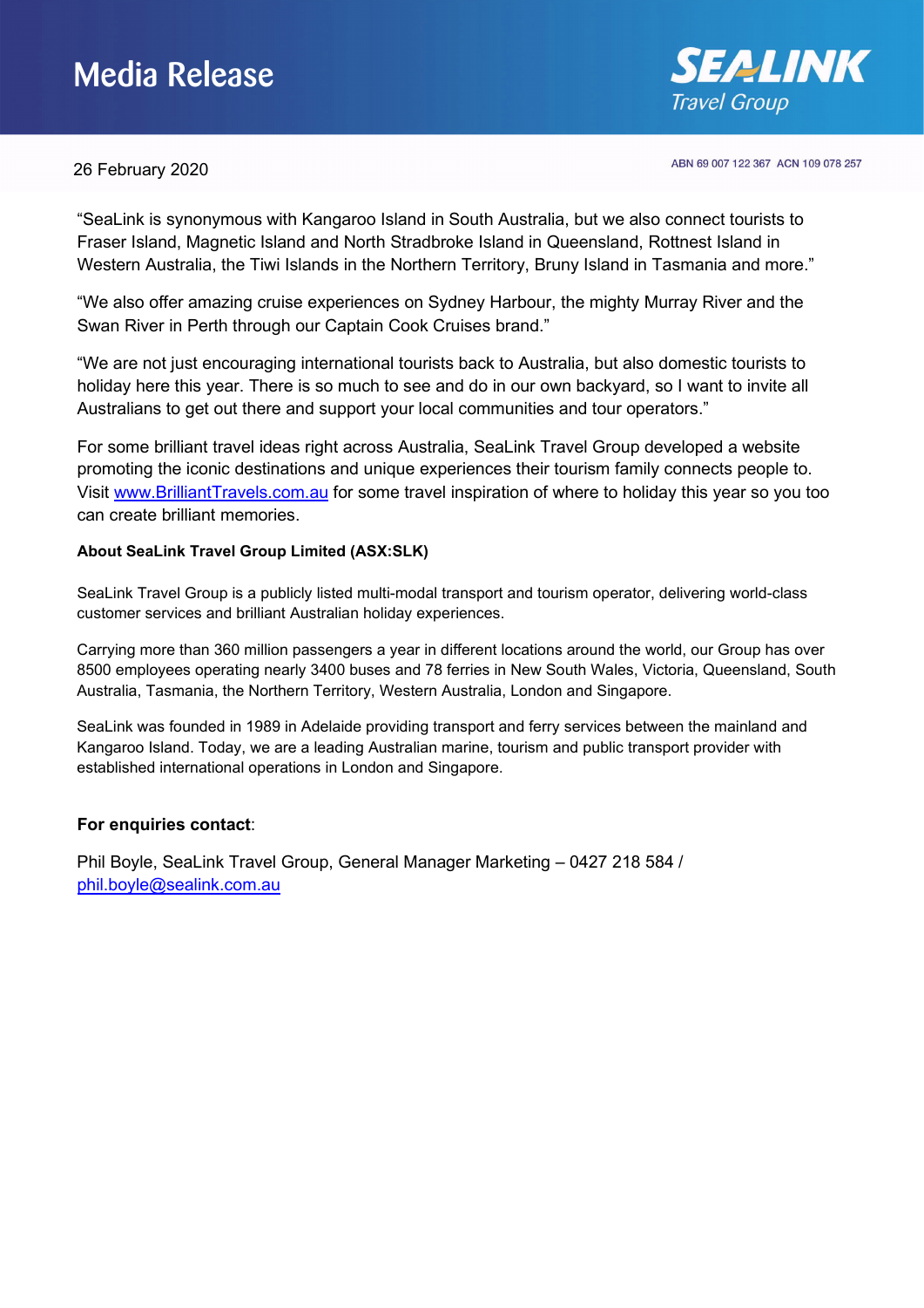# Media Release

26 February 2020

ABN 69 007 122 367 ACN 109 078 257

"SeaLink is synonymous with Kangaroo Island in South Australia, but we also connect tourists to Fraser Island, Magnetic Island and North Stradbroke Island in Queensland, Rottnest Island in Western Australia, the Tiwi Islands in the Northern Territory, Bruny Island in Tasmania and more."

"We also offer amazing cruise experiences on Sydney Harbour, the mighty Murray River and the Swan River in Perth through our Captain Cook Cruises brand."

"We are not just encouraging international tourists back to Australia, but also domestic tourists to holiday here this year. There is so much to see and do in our own backyard, so I want to invite all Australians to get out there and support your local communities and tour operators."

For some brilliant travel ideas right across Australia, SeaLink Travel Group developed a website promoting the iconic destinations and unique experiences their tourism family connects people to. Visit www.BrilliantTravels.com.au for some travel inspiration of where to holiday this year so you too can create brilliant memories.

**About SeaLink Travel Group Limited (ASX:SLK)**

SeaLink Travel Group is a publicly listed multi-modal transport and tourism operator, delivering world-class customer services and brilliant Australian holiday experiences.

Carrying more than 360 million passengers a year in different locations around the world, our Group has over 8500 employees operating nearly 3400 buses and 78 ferries in New South Wales, Victoria, Queensland, South Australia, Tasmania, the Northern Territory, Western Australia, London and Singapore.

SeaLink was founded in 1989 in Adelaide providing transport and ferry services between the mainland and Kangaroo Island. Today, we are a leading Australian marine, tourism and public transport provider with established international operations in London and Singapore.

**For enquiries contact**:

Phil Boyle, SeaLink Travel Group, General Manager Marketing – 0427 218 584 / phil.boyle@sealink.com.au